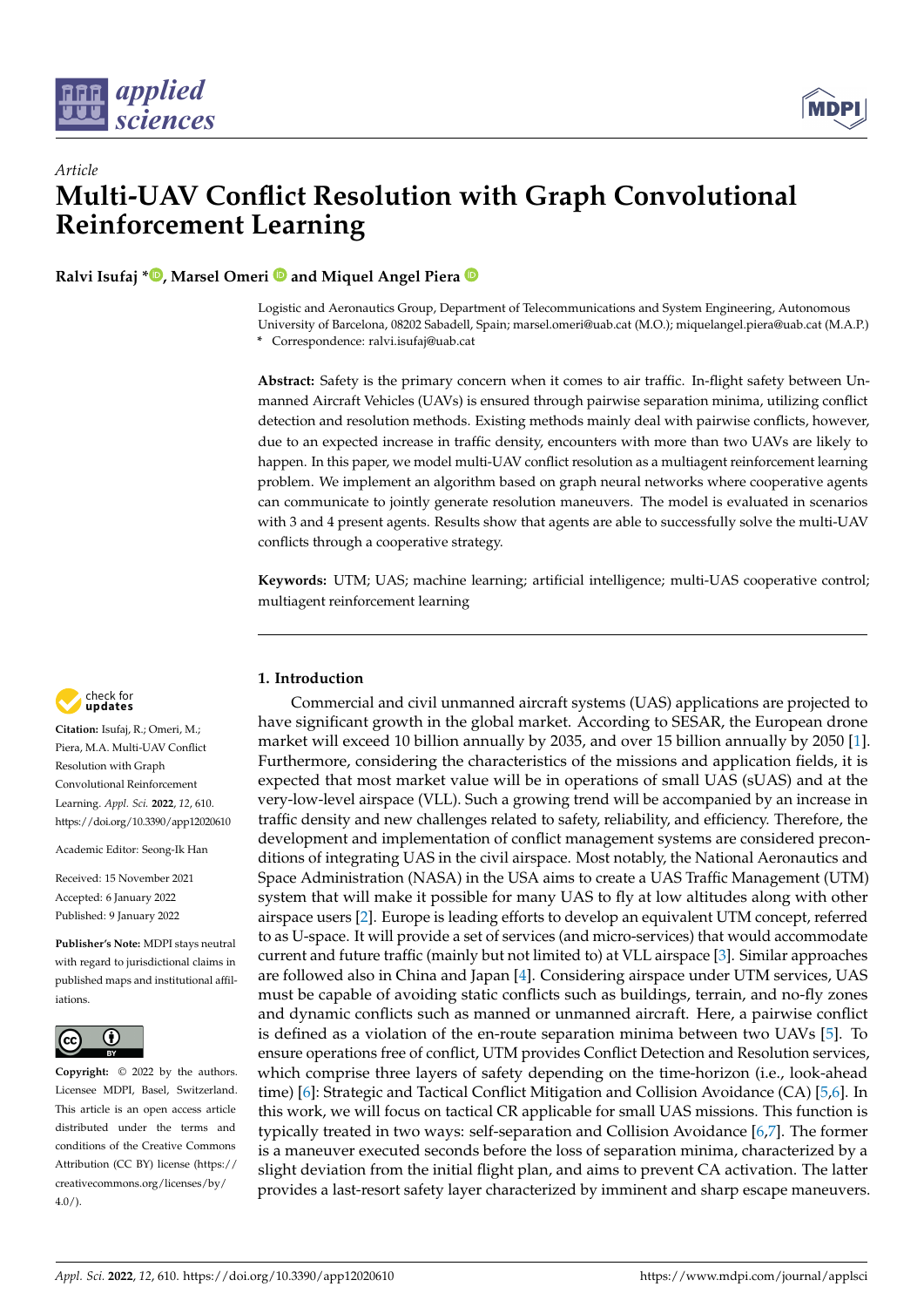*Article*

# Multi-UAV Conflict Resolution with Graph Convolutional Reinforcement Learning

**Ralvi Isufaj \*, Marsel Omeri and Miquel Angel Piera**

Logistic and Aeronautics Group, Department of Telecommunications and System Engineering, Autonomous University of Barcelona, 08202 Sabadell, Spain; marsel.omeri@uab.cat (M.O.); miquelangel.piera@uab.cat (M.A.P.)
\* Correspondence: ralvi.isufaj@uab.cat

**Abstract:** Safety is the primary concern when it comes to air traffic. In-flight safety between Unmanned Aircraft Vehicles (UAVs) is ensured through pairwise separation minima, utilizing conflict detection and resolution methods. Existing methods mainly deal with pairwise conflicts, however, due to an expected increase in traffic density, encounters with more than two UAVs are likely to happen. In this paper, we model multi-UAV conflict resolution as a multiagent reinforcement learning problem. We implement an algorithm based on graph neural networks where cooperative agents can communicate to jointly generate resolution maneuvers. The model is evaluated in scenarios with 3 and 4 present agents. Results show that agents are able to successfully solve the multi-UAV conflicts through a cooperative strategy.

**Keywords:** UTM; UAS; machine learning; artificial intelligence; multi-UAS cooperative control; multiagent reinforcement learning

**Citation:** Isufaj, R.; Omeri, M.; Piera, M.A. Multi-UAV Conflict Resolution with Graph Convolutional Reinforcement Learning. *Appl. Sci.* **2022**, *12*, 610. https://doi.org/10.3390/app12020610

Academic Editor: Seong-Ik Han

Received: 15 November 2021
Accepted: 6 January 2022
Published: 9 January 2022

**Publisher's Note:** MDPI stays neutral with regard to jurisdictional claims in published maps and institutional affiliations.

**Copyright:** © 2022 by the authors. Licensee MDPI, Basel, Switzerland. This article is an open access article distributed under the terms and conditions of the Creative Commons Attribution (CC BY) license (https://creativecommons.org/licenses/by/4.0/).

## 1. Introduction

Commercial and civil unmanned aircraft systems (UAS) applications are projected to have significant growth in the global market. According to SESAR, the European drone market will exceed 10 billion annually by 2035, and over 15 billion annually by 2050 [1]. Furthermore, considering the characteristics of the missions and application fields, it is expected that most market value will be in operations of small UAS (sUAS) and at the very-low-level airspace (VLL). Such a growing trend will be accompanied by an increase in traffic density and new challenges related to safety, reliability, and efficiency. Therefore, the development and implementation of conflict management systems are considered preconditions of integrating UAS in the civil airspace. Most notably, the National Aeronautics and Space Administration (NASA) in the USA aims to create a UAS Traffic Management (UTM) system that will make it possible for many UAS to fly at low altitudes along with other airspace users [2]. Europe is leading efforts to develop an equivalent UTM concept, referred to as U-space. It will provide a set of services (and micro-services) that would accommodate current and future traffic (mainly but not limited to) at VLL airspace [3]. Similar approaches are followed also in China and Japan [4]. Considering airspace under UTM services, UAS must be capable of avoiding static conflicts such as buildings, terrain, and no-fly zones and dynamic conflicts such as manned or unmanned aircraft. Here, a pairwise conflict is defined as a violation of the en-route separation minima between two UAVs [5]. To ensure operations free of conflict, UTM provides Conflict Detection and Resolution services, which comprise three layers of safety depending on the time-horizon (i.e., look-ahead time) [6]: Strategic and Tactical Conflict Mitigation and Collision Avoidance (CA) [5,6]. In this work, we will focus on tactical CR applicable for small UAS missions. This function is typically treated in two ways: self-separation and Collision Avoidance [6,7]. The former is a maneuver executed seconds before the loss of separation minima, characterized by a slight deviation from the initial flight plan, and aims to prevent CA activation. The latter provides a last-resort safety layer characterized by imminent and sharp escape maneuvers.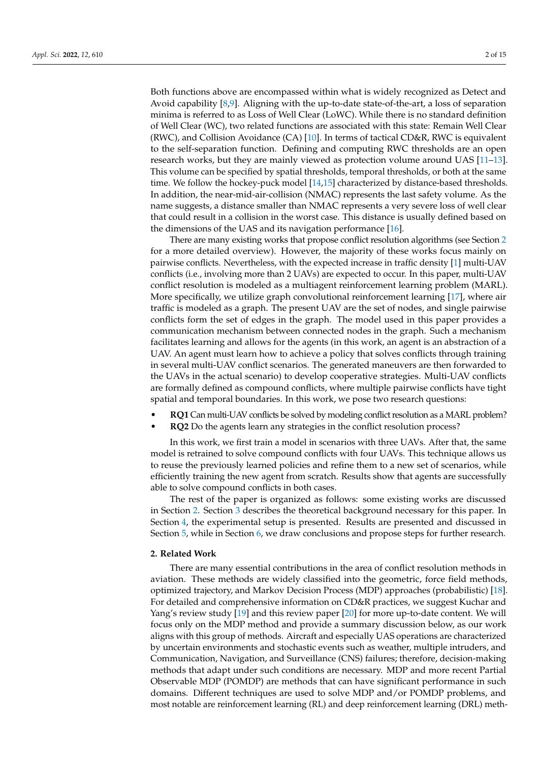Both functions above are encompassed within what is widely recognized as Detect and Avoid capability [8,9]. Aligning with the up-to-date state-of-the-art, a loss of separation minima is referred to as Loss of Well Clear (LoWC). While there is no standard definition of Well Clear (WC), two related functions are associated with this state: Remain Well Clear (RWC), and Collision Avoidance (CA) [10]. In terms of tactical CD&R, RWC is equivalent to the self-separation function. Defining and computing RWC thresholds are an open research works, but they are mainly viewed as protection volume around UAS [11–13]. This volume can be specified by spatial thresholds, temporal thresholds, or both at the same time. We follow the hockey-puck model [14,15] characterized by distance-based thresholds. In addition, the near-mid-air-collision (NMAC) represents the last safety volume. As the name suggests, a distance smaller than NMAC represents a very severe loss of well clear that could result in a collision in the worst case. This distance is usually defined based on the dimensions of the UAS and its navigation performance [16].

There are many existing works that propose conflict resolution algorithms (see Section 2 for a more detailed overview). However, the majority of these works focus mainly on pairwise conflicts. Nevertheless, with the expected increase in traffic density [1] multi-UAV conflicts (i.e., involving more than 2 UAVs) are expected to occur. In this paper, multi-UAV conflict resolution is modeled as a multiagent reinforcement learning problem (MARL). More specifically, we utilize graph convolutional reinforcement learning [17], where air traffic is modeled as a graph. The present UAV are the set of nodes, and single pairwise conflicts form the set of edges in the graph. The model used in this paper provides a communication mechanism between connected nodes in the graph. Such a mechanism facilitates learning and allows for the agents (in this work, an agent is an abstraction of a UAV. An agent must learn how to achieve a policy that solves conflicts through training in several multi-UAV conflict scenarios. The generated maneuvers are then forwarded to the UAVs in the actual scenario) to develop cooperative strategies. Multi-UAV conflicts are formally defined as compound conflicts, where multiple pairwise conflicts have tight spatial and temporal boundaries. In this work, we pose two research questions:

- **RQ1** Can multi-UAV conflicts be solved by modeling conflict resolution as a MARL problem?
- **RQ2** Do the agents learn any strategies in the conflict resolution process?

In this work, we first train a model in scenarios with three UAVs. After that, the same model is retrained to solve compound conflicts with four UAVs. This technique allows us to reuse the previously learned policies and refine them to a new set of scenarios, while efficiently training the new agent from scratch. Results show that agents are successfully able to solve compound conflicts in both cases.

The rest of the paper is organized as follows: some existing works are discussed in Section 2. Section 3 describes the theoretical background necessary for this paper. In Section 4, the experimental setup is presented. Results are presented and discussed in Section 5, while in Section 6, we draw conclusions and propose steps for further research.

## 2. Related Work

There are many essential contributions in the area of conflict resolution methods in aviation. These methods are widely classified into the geometric, force field methods, optimized trajectory, and Markov Decision Process (MDP) approaches (probabilistic) [18]. For detailed and comprehensive information on CD&R practices, we suggest Kuchar and Yang's review study [19] and this review paper [20] for more up-to-date content. We will focus only on the MDP method and provide a summary discussion below, as our work aligns with this group of methods. Aircraft and especially UAS operations are characterized by uncertain environments and stochastic events such as weather, multiple intruders, and Communication, Navigation, and Surveillance (CNS) failures; therefore, decision-making methods that adapt under such conditions are necessary. MDP and more recent Partial Observable MDP (POMDP) are methods that can have significant performance in such domains. Different techniques are used to solve MDP and/or POMDP problems, and most notable are reinforcement learning (RL) and deep reinforcement learning (DRL) meth-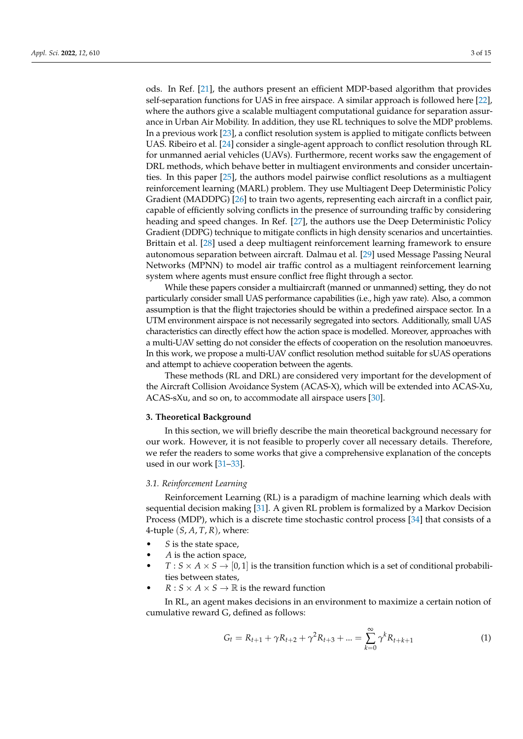ods. In Ref. [21], the authors present an efficient MDP-based algorithm that provides self-separation functions for UAS in free airspace. A similar approach is followed here [22], where the authors give a scalable multiagent computational guidance for separation assurance in Urban Air Mobility. In addition, they use RL techniques to solve the MDP problems. In a previous work [23], a conflict resolution system is applied to mitigate conflicts between UAS. Ribeiro et al. [24] consider a single-agent approach to conflict resolution through RL for unmanned aerial vehicles (UAVs). Furthermore, recent works saw the engagement of DRL methods, which behave better in multiagent environments and consider uncertainties. In this paper [25], the authors model pairwise conflict resolutions as a multiagent reinforcement learning (MARL) problem. They use Multiagent Deep Deterministic Policy Gradient (MADDPG) [26] to train two agents, representing each aircraft in a conflict pair, capable of efficiently solving conflicts in the presence of surrounding traffic by considering heading and speed changes. In Ref. [27], the authors use the Deep Deterministic Policy Gradient (DDPG) technique to mitigate conflicts in high density scenarios and uncertainties. Brittain et al. [28] used a deep multiagent reinforcement learning framework to ensure autonomous separation between aircraft. Dalmau et al. [29] used Message Passing Neural Networks (MPNN) to model air traffic control as a multiagent reinforcement learning system where agents must ensure conflict free flight through a sector.

While these papers consider a multiaircraft (manned or unmanned) setting, they do not particularly consider small UAS performance capabilities (i.e., high yaw rate). Also, a common assumption is that the flight trajectories should be within a predefined airspace sector. In a UTM environment airspace is not necessarily segregated into sectors. Additionally, small UAS characteristics can directly effect how the action space is modelled. Moreover, approaches with a multi-UAV setting do not consider the effects of cooperation on the resolution manoeuvres. In this work, we propose a multi-UAV conflict resolution method suitable for sUAS operations and attempt to achieve cooperation between the agents.

These methods (RL and DRL) are considered very important for the development of the Aircraft Collision Avoidance System (ACAS-X), which will be extended into ACAS-Xu, ACAS-sXu, and so on, to accommodate all airspace users [30].

## 3. Theoretical Background

In this section, we will briefly describe the main theoretical background necessary for our work. However, it is not feasible to properly cover all necessary details. Therefore, we refer the readers to some works that give a comprehensive explanation of the concepts used in our work [31–33].

### *3.1. Reinforcement Learning*

Reinforcement Learning (RL) is a paradigm of machine learning which deals with sequential decision making [31]. A given RL problem is formalized by a Markov Decision Process (MDP), which is a discrete time stochastic control process [34] that consists of a 4-tuple $(S, A, T, R)$, where:

- $S$ is the state space,
- $A$ is the action space,
- $T : S \times A \times S \rightarrow [0, 1]$ is the transition function which is a set of conditional probabilities between states,
- $R : S \times A \times S \rightarrow \mathbb{R}$ is the reward function

In RL, an agent makes decisions in an environment to maximize a certain notion of cumulative reward G, defined as follows:

$$G_t = R_{t+1} + \gamma R_{t+2} + \gamma^2 R_{t+3} + ... = \sum_{k=0}^{\infty} \gamma^k R_{t+k+1} \tag{1}$$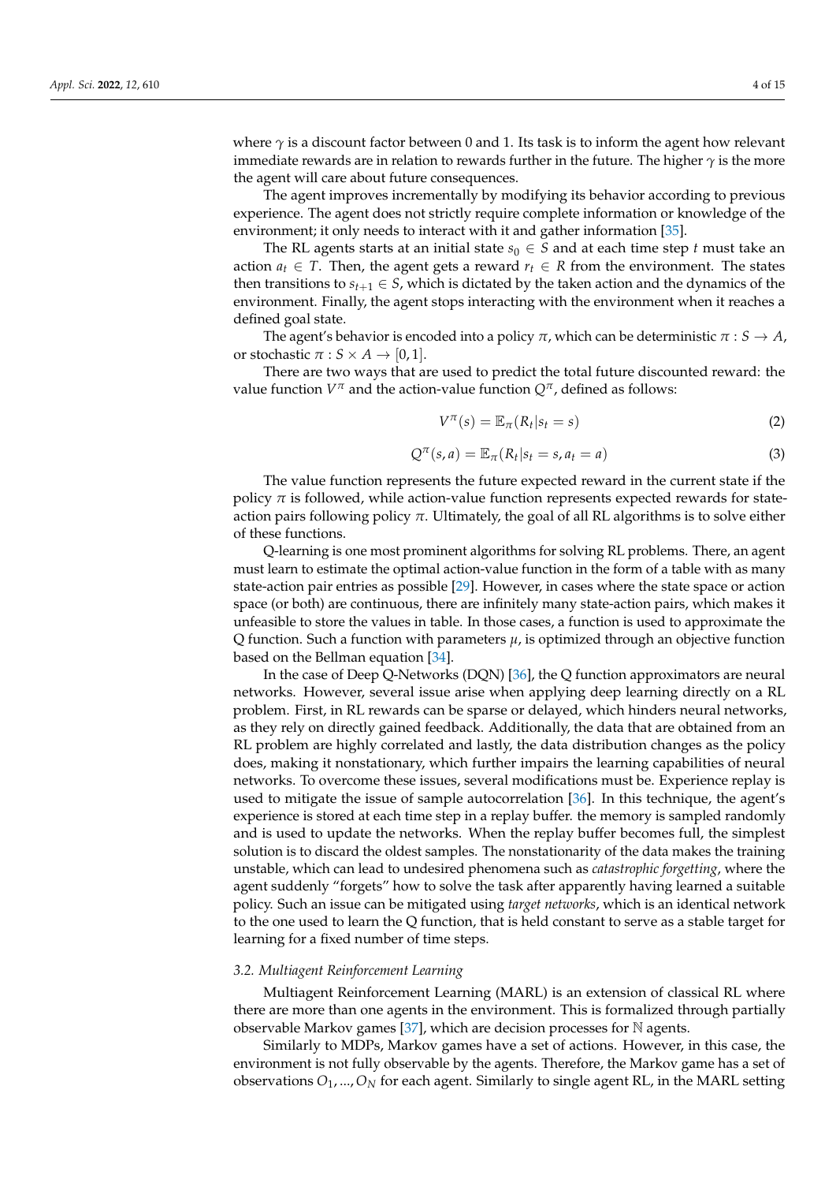where $\gamma$ is a discount factor between 0 and 1. Its task is to inform the agent how relevant immediate rewards are in relation to rewards further in the future. The higher $\gamma$ is the more the agent will care about future consequences.

The agent improves incrementally by modifying its behavior according to previous experience. The agent does not strictly require complete information or knowledge of the environment; it only needs to interact with it and gather information [35].

The RL agents starts at an initial state $s_0 \in S$ and at each time step $t$ must take an action $a_t \in T$. Then, the agent gets a reward $r_t \in R$ from the environment. The states then transitions to $s_{t+1} \in S$, which is dictated by the taken action and the dynamics of the environment. Finally, the agent stops interacting with the environment when it reaches a defined goal state.

The agent's behavior is encoded into a policy $\pi$, which can be deterministic $\pi : S \rightarrow A$, or stochastic $\pi : S \times A \rightarrow [0, 1]$.

There are two ways that are used to predict the total future discounted reward: the value function $V^{\pi}$ and the action-value function $Q^{\pi}$, defined as follows:

$$V^{\pi}(s) = \mathbb{E}_{\pi}(R_t | s_t = s) \tag{2}$$

$$Q^{\pi}(s, a) = \mathbb{E}_{\pi}(R_t | s_t = s, a_t = a) \tag{3}$$

The value function represents the future expected reward in the current state if the policy $\pi$ is followed, while action-value function represents expected rewards for state-action pairs following policy $\pi$. Ultimately, the goal of all RL algorithms is to solve either of these functions.

Q-learning is one most prominent algorithms for solving RL problems. There, an agent must learn to estimate the optimal action-value function in the form of a table with as many state-action pair entries as possible [29]. However, in cases where the state space or action space (or both) are continuous, there are infinitely many state-action pairs, which makes it unfeasible to store the values in table. In those cases, a function is used to approximate the Q function. Such a function with parameters $\mu$, is optimized through an objective function based on the Bellman equation [34].

In the case of Deep Q-Networks (DQN) [36], the Q function approximators are neural networks. However, several issue arise when applying deep learning directly on a RL problem. First, in RL rewards can be sparse or delayed, which hinders neural networks, as they rely on directly gained feedback. Additionally, the data that are obtained from an RL problem are highly correlated and lastly, the data distribution changes as the policy does, making it nonstationary, which further impairs the learning capabilities of neural networks. To overcome these issues, several modifications must be. Experience replay is used to mitigate the issue of sample autocorrelation [36]. In this technique, the agent's experience is stored at each time step in a replay buffer. the memory is sampled randomly and is used to update the networks. When the replay buffer becomes full, the simplest solution is to discard the oldest samples. The nonstationarity of the data makes the training unstable, which can lead to undesired phenomena such as *catastrophic forgetting*, where the agent suddenly "forgets" how to solve the task after apparently having learned a suitable policy. Such an issue can be mitigated using *target networks*, which is an identical network to the one used to learn the Q function, that is held constant to serve as a stable target for learning for a fixed number of time steps.

### 3.2. Multiagent Reinforcement Learning

Multiagent Reinforcement Learning (MARL) is an extension of classical RL where there are more than one agents in the environment. This is formalized through partially observable Markov games [37], which are decision processes for $\mathbb{N}$ agents.

Similarly to MDPs, Markov games have a set of actions. However, in this case, the environment is not fully observable by the agents. Therefore, the Markov game has a set of observations $O_1, ..., O_N$ for each agent. Similarly to single agent RL, in the MARL setting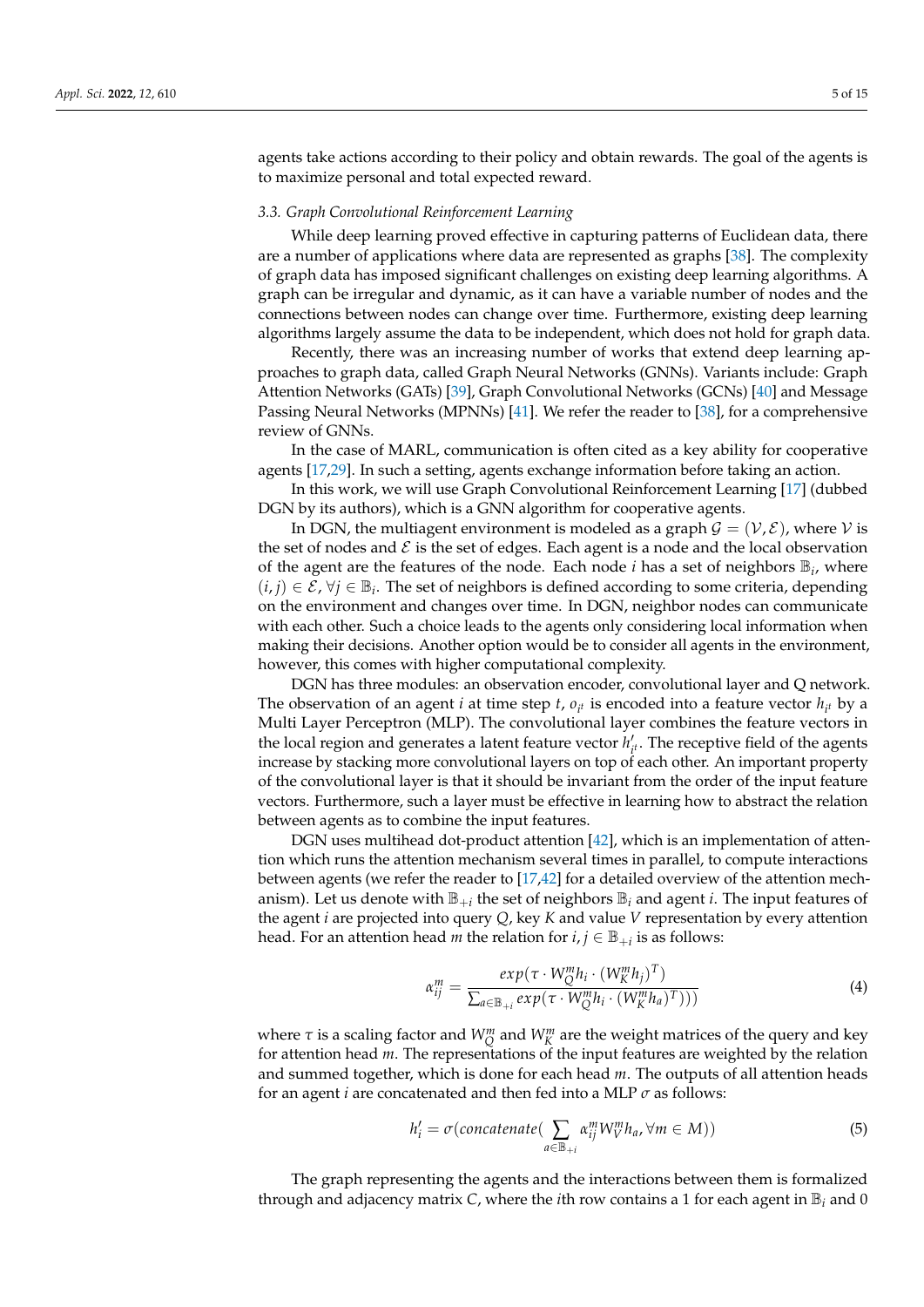agents take actions according to their policy and obtain rewards. The goal of the agents is to maximize personal and total expected reward.

### *3.3. Graph Convolutional Reinforcement Learning*

While deep learning proved effective in capturing patterns of Euclidean data, there are a number of applications where data are represented as graphs [38]. The complexity of graph data has imposed significant challenges on existing deep learning algorithms. A graph can be irregular and dynamic, as it can have a variable number of nodes and the connections between nodes can change over time. Furthermore, existing deep learning algorithms largely assume the data to be independent, which does not hold for graph data.

Recently, there was an increasing number of works that extend deep learning approaches to graph data, called Graph Neural Networks (GNNs). Variants include: Graph Attention Networks (GATs) [39], Graph Convolutional Networks (GCNs) [40] and Message Passing Neural Networks (MPNNs) [41]. We refer the reader to [38], for a comprehensive review of GNNs.

In the case of MARL, communication is often cited as a key ability for cooperative agents [17,29]. In such a setting, agents exchange information before taking an action.

In this work, we will use Graph Convolutional Reinforcement Learning [17] (dubbed DGN by its authors), which is a GNN algorithm for cooperative agents.

In DGN, the multiagent environment is modeled as a graph $\mathcal{G} = (\mathcal{V}, \mathcal{E})$, where $\mathcal{V}$ is the set of nodes and $\mathcal{E}$ is the set of edges. Each agent is a node and the local observation of the agent are the features of the node. Each node $i$ has a set of neighbors $\mathbb{B}_i$, where $(i,j) \in \mathcal{E}, \forall j \in \mathbb{B}_i$. The set of neighbors is defined according to some criteria, depending on the environment and changes over time. In DGN, neighbor nodes can communicate with each other. Such a choice leads to the agents only considering local information when making their decisions. Another option would be to consider all agents in the environment, however, this comes with higher computational complexity.

DGN has three modules: an observation encoder, convolutional layer and Q network. The observation of an agent $i$ at time step $t$, $o_{i^t}$ is encoded into a feature vector $h_{i^t}$ by a Multi Layer Perceptron (MLP). The convolutional layer combines the feature vectors in the local region and generates a latent feature vector $h'_{i^t}$. The receptive field of the agents increase by stacking more convolutional layers on top of each other. An important property of the convolutional layer is that it should be invariant from the order of the input feature vectors. Furthermore, such a layer must be effective in learning how to abstract the relation between agents as to combine the input features.

DGN uses multihead dot-product attention [42], which is an implementation of attention which runs the attention mechanism several times in parallel, to compute interactions between agents (we refer the reader to [17,42] for a detailed overview of the attention mechanism). Let us denote with $\mathbb{B}_{+i}$ the set of neighbors $\mathbb{B}_i$ and agent $i$. The input features of the agent $i$ are projected into query $Q$, key $K$ and value $V$ representation by every attention head. For an attention head $m$ the relation for $i, j \in \mathbb{B}_{+i}$ is as follows:

$$\alpha_{ij}^m = \frac{exp(\tau \cdot W_Q^m h_i \cdot (W_K^m h_j)^T)}{\sum_{a \in \mathbb{B}_{+i}} exp(\tau \cdot W_Q^m h_i \cdot (W_K^m h_a)^T)))} \tag{4}$$

where $\tau$ is a scaling factor and $W_Q^m$ and $W_K^m$ are the weight matrices of the query and key for attention head $m$. The representations of the input features are weighted by the relation and summed together, which is done for each head $m$. The outputs of all attention heads for an agent $i$ are concatenated and then fed into a MLP $\sigma$ as follows:

$$h'_i = \sigma(concatenate(\sum_{a \in \mathbb{B}_{+i}} \alpha_{ij}^m W_V^m h_a, \forall m \in M)) \tag{5}$$

The graph representing the agents and the interactions between them is formalized through and adjacency matrix $C$, where the $i$th row contains a 1 for each agent in $\mathbb{B}_i$ and 0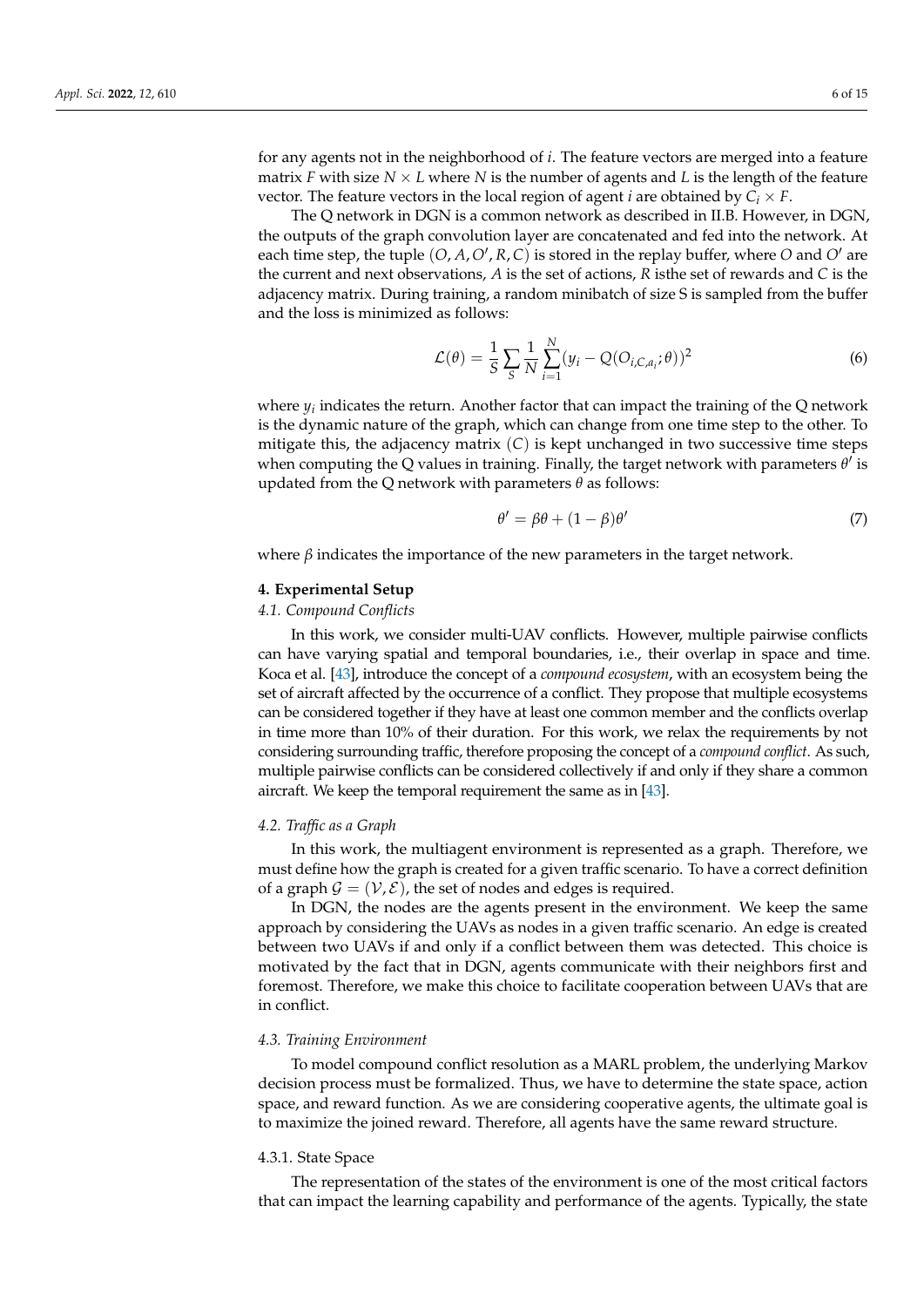for any agents not in the neighborhood of $i$. The feature vectors are merged into a feature matrix $F$ with size $N \times L$ where $N$ is the number of agents and $L$ is the length of the feature vector. The feature vectors in the local region of agent $i$ are obtained by $C_i \times F$.

The Q network in DGN is a common network as described in II.B. However, in DGN, the outputs of the graph convolution layer are concatenated and fed into the network. At each time step, the tuple $(O, A, O', R, C)$ is stored in the replay buffer, where $O$ and $O'$ are the current and next observations, $A$ is the set of actions, $R$ isthe set of rewards and $C$ is the adjacency matrix. During training, a random minibatch of size S is sampled from the buffer and the loss is minimized as follows:

$$\mathcal{L}(\theta) = \frac{1}{S} \sum_{S} \frac{1}{N} \sum_{i=1}^{N} (y_i - Q(O_{i,C,a_i}; \theta))^2 \tag{6}$$

where $y_i$ indicates the return. Another factor that can impact the training of the Q network is the dynamic nature of the graph, which can change from one time step to the other. To mitigate this, the adjacency matrix $(C)$ is kept unchanged in two successive time steps when computing the Q values in training. Finally, the target network with parameters $\theta'$ is updated from the Q network with parameters $\theta$ as follows:

$$\theta' = \beta\theta + (1 - \beta)\theta' \tag{7}$$

where $\beta$ indicates the importance of the new parameters in the target network.

## 4. Experimental Setup

### 4.1. Compound Conflicts

In this work, we consider multi-UAV conflicts. However, multiple pairwise conflicts can have varying spatial and temporal boundaries, i.e., their overlap in space and time. Koca et al. [43], introduce the concept of a *compound ecosystem*, with an ecosystem being the set of aircraft affected by the occurrence of a conflict. They propose that multiple ecosystems can be considered together if they have at least one common member and the conflicts overlap in time more than 10% of their duration. For this work, we relax the requirements by not considering surrounding traffic, therefore proposing the concept of a *compound conflict*. As such, multiple pairwise conflicts can be considered collectively if and only if they share a common aircraft. We keep the temporal requirement the same as in [43].

### 4.2. Traffic as a Graph

In this work, the multiagent environment is represented as a graph. Therefore, we must define how the graph is created for a given traffic scenario. To have a correct definition of a graph $\mathcal{G} = (\mathcal{V}, \mathcal{E})$, the set of nodes and edges is required.

In DGN, the nodes are the agents present in the environment. We keep the same approach by considering the UAVs as nodes in a given traffic scenario. An edge is created between two UAVs if and only if a conflict between them was detected. This choice is motivated by the fact that in DGN, agents communicate with their neighbors first and foremost. Therefore, we make this choice to facilitate cooperation between UAVs that are in conflict.

### 4.3. Training Environment

To model compound conflict resolution as a MARL problem, the underlying Markov decision process must be formalized. Thus, we have to determine the state space, action space, and reward function. As we are considering cooperative agents, the ultimate goal is to maximize the joined reward. Therefore, all agents have the same reward structure.

#### 4.3.1. State Space

The representation of the states of the environment is one of the most critical factors that can impact the learning capability and performance of the agents. Typically, the state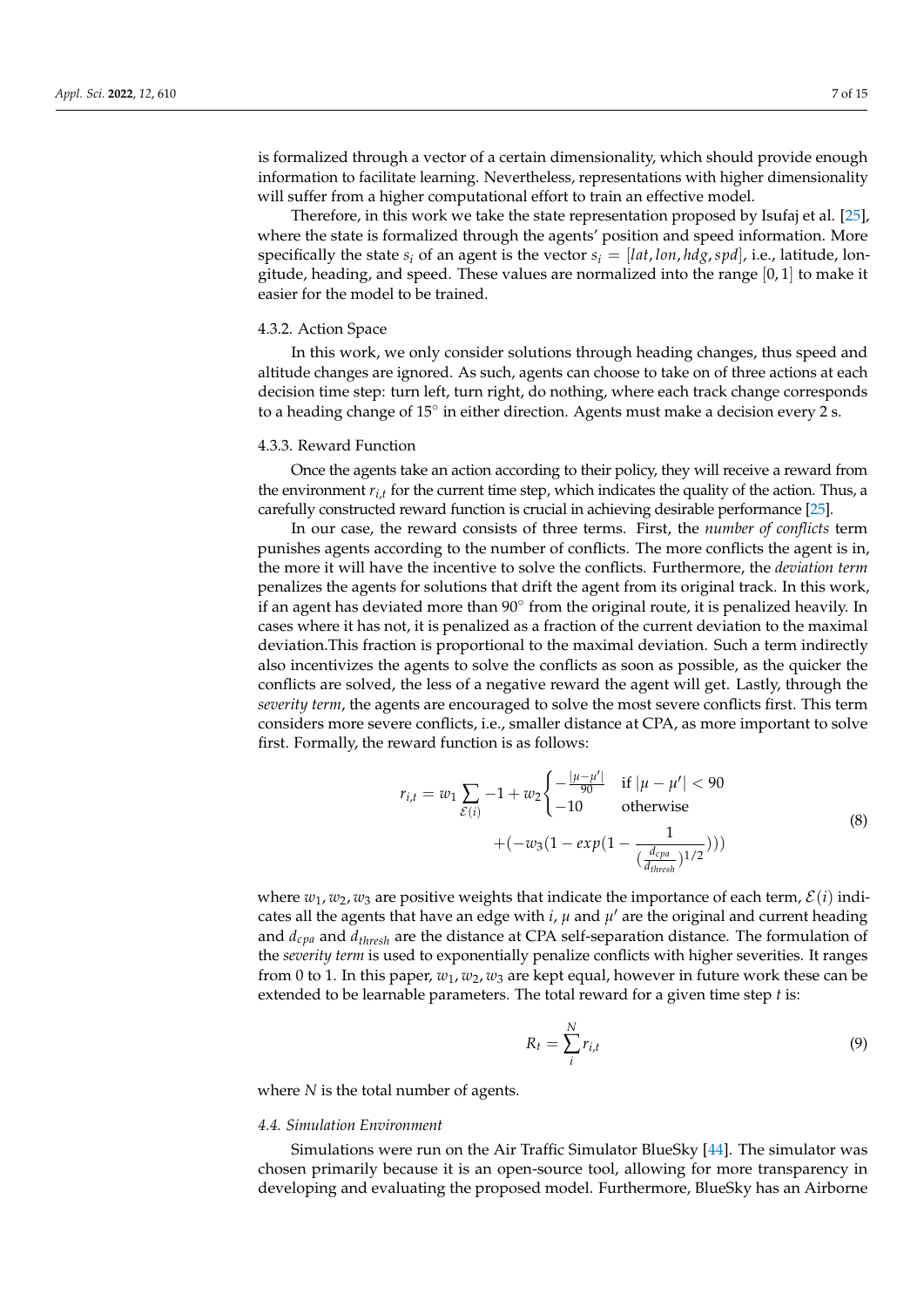is formalized through a vector of a certain dimensionality, which should provide enough information to facilitate learning. Nevertheless, representations with higher dimensionality will suffer from a higher computational effort to train an effective model.

Therefore, in this work we take the state representation proposed by Isufaj et al. [25], where the state is formalized through the agents' position and speed information. More specifically the state $s_i$ of an agent is the vector $s_i = [lat, lon, hdg, spd]$, i.e., latitude, longitude, heading, and speed. These values are normalized into the range $[0, 1]$ to make it easier for the model to be trained.

#### 4.3.2. Action Space

In this work, we only consider solutions through heading changes, thus speed and altitude changes are ignored. As such, agents can choose to take on of three actions at each decision time step: turn left, turn right, do nothing, where each track change corresponds to a heading change of 15° in either direction. Agents must make a decision every 2 s.

#### 4.3.3. Reward Function

Once the agents take an action according to their policy, they will receive a reward from the environment $r_{i,t}$ for the current time step, which indicates the quality of the action. Thus, a carefully constructed reward function is crucial in achieving desirable performance [25].

In our case, the reward consists of three terms. First, the *number of conflicts* term punishes agents according to the number of conflicts. The more conflicts the agent is in, the more it will have the incentive to solve the conflicts. Furthermore, the *deviation term* penalizes the agents for solutions that drift the agent from its original track. In this work, if an agent has deviated more than 90° from the original route, it is penalized heavily. In cases where it has not, it is penalized as a fraction of the current deviation to the maximal deviation.This fraction is proportional to the maximal deviation. Such a term indirectly also incentivizes the agents to solve the conflicts as soon as possible, as the quicker the conflicts are solved, the less of a negative reward the agent will get. Lastly, through the *severity term*, the agents are encouraged to solve the most severe conflicts first. This term considers more severe conflicts, i.e., smaller distance at CPA, as more important to solve first. Formally, the reward function is as follows:

$$r_{i,t} = w_1 \sum_{\mathcal{E}(i)} -1 + w_2 \begin{cases} -\frac{|\mu - \mu'|}{90} & \text{if } |\mu - \mu'| < 90 \\ -10 & \text{otherwise} \end{cases} \\ + (-w_3(1 - exp(1 - \frac{1}{(\frac{d_{cpa}}{d_{thresh}})^{1/2}}))) \tag{8}$$

where $w_1, w_2, w_3$ are positive weights that indicate the importance of each term, $\mathcal{E}(i)$ indicates all the agents that have an edge with $i$, $\mu$ and $\mu'$ are the original and current heading and $d_{cpa}$ and $d_{thresh}$ are the distance at CPA self-separation distance. The formulation of the *severity term* is used to exponentially penalize conflicts with higher severities. It ranges from 0 to 1. In this paper, $w_1, w_2, w_3$ are kept equal, however in future work these can be extended to be learnable parameters. The total reward for a given time step $t$ is:

$$R_t = \sum_{i}^{N} r_{i,t} \tag{9}$$

where $N$ is the total number of agents.

### 4.4. Simulation Environment

Simulations were run on the Air Traffic Simulator BlueSky [44]. The simulator was chosen primarily because it is an open-source tool, allowing for more transparency in developing and evaluating the proposed model. Furthermore, BlueSky has an Airborne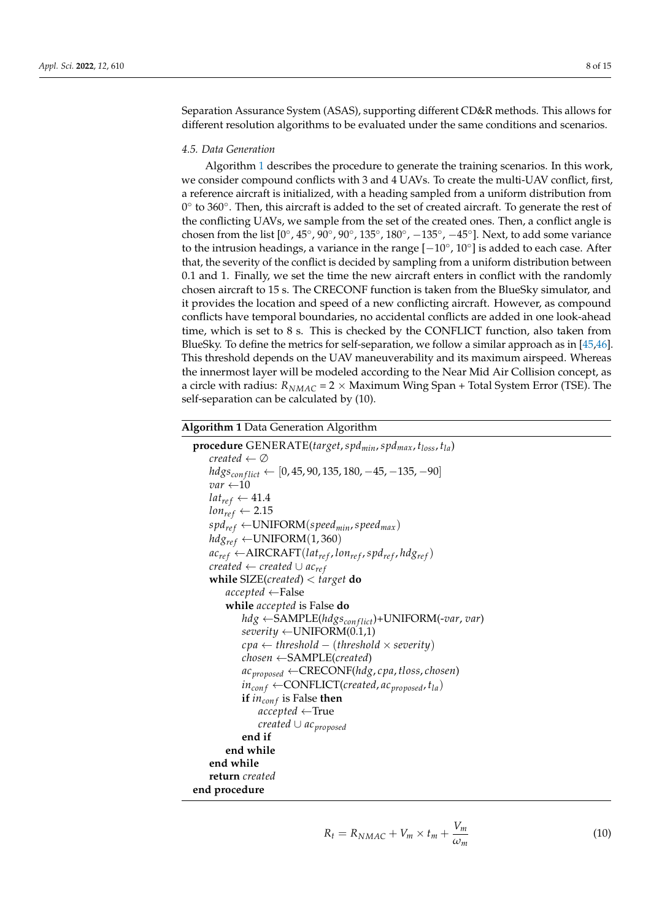Separation Assurance System (ASAS), supporting different CD&R methods. This allows for different resolution algorithms to be evaluated under the same conditions and scenarios.

### 4.5. Data Generation

Algorithm 1 describes the procedure to generate the training scenarios. In this work, we consider compound conflicts with 3 and 4 UAVs. To create the multi-UAV conflict, first, a reference aircraft is initialized, with a heading sampled from a uniform distribution from 0° to 360°. Then, this aircraft is added to the set of created aircraft. To generate the rest of the conflicting UAVs, we sample from the set of the created ones. Then, a conflict angle is chosen from the list [0°, 45°, 90°, 90°, 135°, 180°, −135°, −45°]. Next, to add some variance to the intrusion headings, a variance in the range [−10°, 10°] is added to each case. After that, the severity of the conflict is decided by sampling from a uniform distribution between 0.1 and 1. Finally, we set the time the new aircraft enters in conflict with the randomly chosen aircraft to 15 s. The CRECONF function is taken from the BlueSky simulator, and it provides the location and speed of a new conflicting aircraft. However, as compound conflicts have temporal boundaries, no accidental conflicts are added in one look-ahead time, which is set to 8 s. This is checked by the CONFLICT function, also taken from BlueSky. To define the metrics for self-separation, we follow a similar approach as in [45,46]. This threshold depends on the UAV maneuverability and its maximum airspeed. Whereas the innermost layer will be modeled according to the Near Mid Air Collision concept, as a circle with radius: $R_{NMAC}$ = 2 × Maximum Wing Span + Total System Error (TSE). The self-separation can be calculated by (10).

**Algorithm 1** Data Generation Algorithm

```
procedure GENERATE(target, spd_min, spd_max, t_loss, t_la)
    created ← ∅
    hdgs_conflict ← [0, 45, 90, 135, 180, −45, −135, −90]
    var ← 10
    lat_ref ← 41.4
    lon_ref ← 2.15
    spd_ref ← UNIFORM(speed_min, speed_max)
    hdg_ref ← UNIFORM(1, 360)
    ac_ref ← AIRCRAFT(lat_ref, lon_ref, spd_ref, hdg_ref)
    created ← created ∪ ac_ref
    while SIZE(created) < target do
        accepted ← False
        while accepted is False do
            hdg ← SAMPLE(hdgs_conflict)+UNIFORM(-var, var)
            severity ← UNIFORM(0.1,1)
            cpa ← threshold − (threshold × severity)
            chosen ← SAMPLE(created)
            ac_proposed ← CRECONF(hdg, cpa, tloss, chosen)
            in_conf ← CONFLICT(created, ac_proposed, t_la)
            if in_conf is False then
                accepted ← True
                created ∪ ac_proposed
            end if
        end while
    end while
    return created
end procedure
```

$$R_t = R_{NMAC} + V_m \times t_m + \frac{V_m}{\omega_m} \tag{10}$$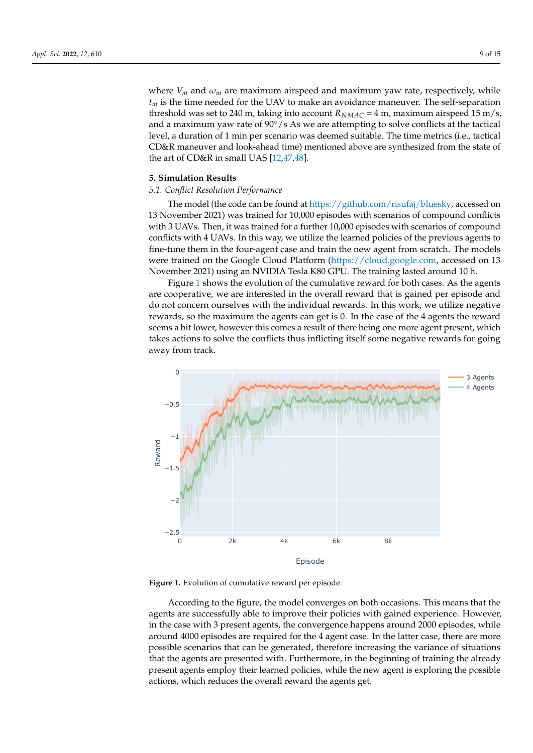where $V_m$ and $\omega_m$ are maximum airspeed and maximum yaw rate, respectively, while $t_m$ is the time needed for the UAV to make an avoidance maneuver. The self-separation threshold was set to 240 m, taking into account $R_{NMAC}$ = 4 m, maximum airspeed 15 m/s, and a maximum yaw rate of 90°/s As we are attempting to solve conflicts at the tactical level, a duration of 1 min per scenario was deemed suitable. The time metrics (i.e., tactical CD&R maneuver and look-ahead time) mentioned above are synthesized from the state of the art of CD&R in small UAS [12,47,48].

## 5. Simulation Results

### 5.1. Conflict Resolution Performance

The model (the code can be found at https://github.com/risufaj/bluesky, accessed on 13 November 2021) was trained for 10,000 episodes with scenarios of compound conflicts with 3 UAVs. Then, it was trained for a further 10,000 episodes with scenarios of compound conflicts with 4 UAVs. In this way, we utilize the learned policies of the previous agents to fine-tune them in the four-agent case and train the new agent from scratch. The models were trained on the Google Cloud Platform (https://cloud.google.com, accessed on 13 November 2021) using an NVIDIA Tesla K80 GPU. The training lasted around 10 h.

Figure 1 shows the evolution of the cumulative reward for both cases. As the agents are cooperative, we are interested in the overall reward that is gained per episode and do not concern ourselves with the individual rewards. In this work, we utilize negative rewards, so the maximum the agents can get is 0. In the case of the 4 agents the reward seems a bit lower, however this comes a result of there being one more agent present, which takes actions to solve the conflicts thus inflicting itself some negative rewards for going away from track.

**Figure 1.** Evolution of cumulative reward per episode.

According to the figure, the model converges on both occasions. This means that the agents are successfully able to improve their policies with gained experience. However, in the case with 3 present agents, the convergence happens around 2000 episodes, while around 4000 episodes are required for the 4 agent case. In the latter case, there are more possible scenarios that can be generated, therefore increasing the variance of situations that the agents are presented with. Furthermore, in the beginning of training the already present agents employ their learned policies, while the new agent is exploring the possible actions, which reduces the overall reward the agents get.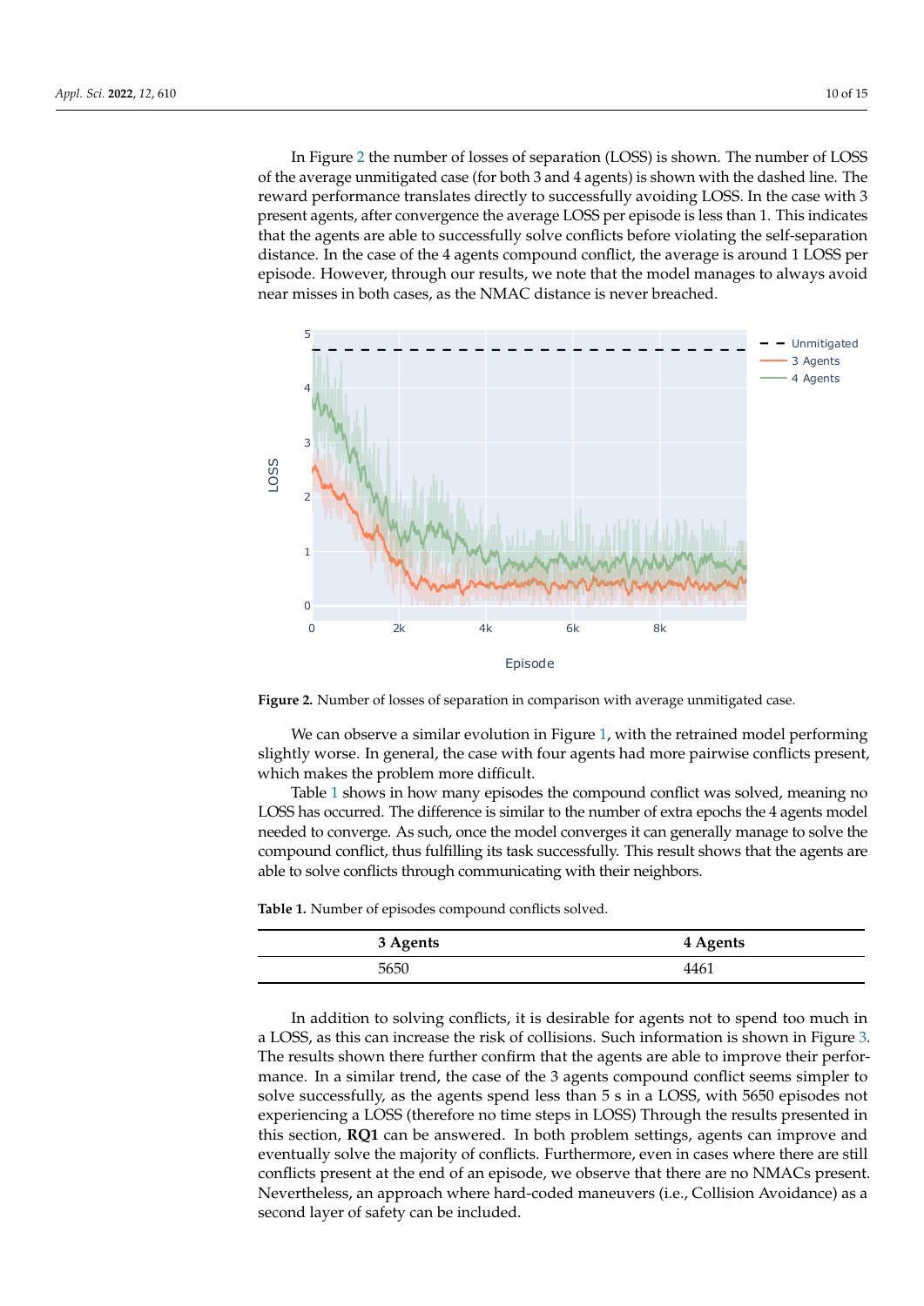In Figure 2 the number of losses of separation (LOSS) is shown. The number of LOSS of the average unmitigated case (for both 3 and 4 agents) is shown with the dashed line. The reward performance translates directly to successfully avoiding LOSS. In the case with 3 present agents, after convergence the average LOSS per episode is less than 1. This indicates that the agents are able to successfully solve conflicts before violating the self-separation distance. In the case of the 4 agents compound conflict, the average is around 1 LOSS per episode. However, through our results, we note that the model manages to always avoid near misses in both cases, as the NMAC distance is never breached.

**Figure 2.** Number of losses of separation in comparison with average unmitigated case.

We can observe a similar evolution in Figure 1, with the retrained model performing slightly worse. In general, the case with four agents had more pairwise conflicts present, which makes the problem more difficult.

Table 1 shows in how many episodes the compound conflict was solved, meaning no LOSS has occurred. The difference is similar to the number of extra epochs the 4 agents model needed to converge. As such, once the model converges it can generally manage to solve the compound conflict, thus fulfilling its task successfully. This result shows that the agents are able to solve conflicts through communicating with their neighbors.

**Table 1.** Number of episodes compound conflicts solved.

| 3 Agents | 4 Agents |
|---|---|
| 5650 | 4461 |

In addition to solving conflicts, it is desirable for agents not to spend too much in a LOSS, as this can increase the risk of collisions. Such information is shown in Figure 3. The results shown there further confirm that the agents are able to improve their performance. In a similar trend, the case of the 3 agents compound conflict seems simpler to solve successfully, as the agents spend less than 5 s in a LOSS, with 5650 episodes not experiencing a LOSS (therefore no time steps in LOSS) Through the results presented in this section, **RQ1** can be answered. In both problem settings, agents can improve and eventually solve the majority of conflicts. Furthermore, even in cases where there are still conflicts present at the end of an episode, we observe that there are no NMACs present. Nevertheless, an approach where hard-coded maneuvers (i.e., Collision Avoidance) as a second layer of safety can be included.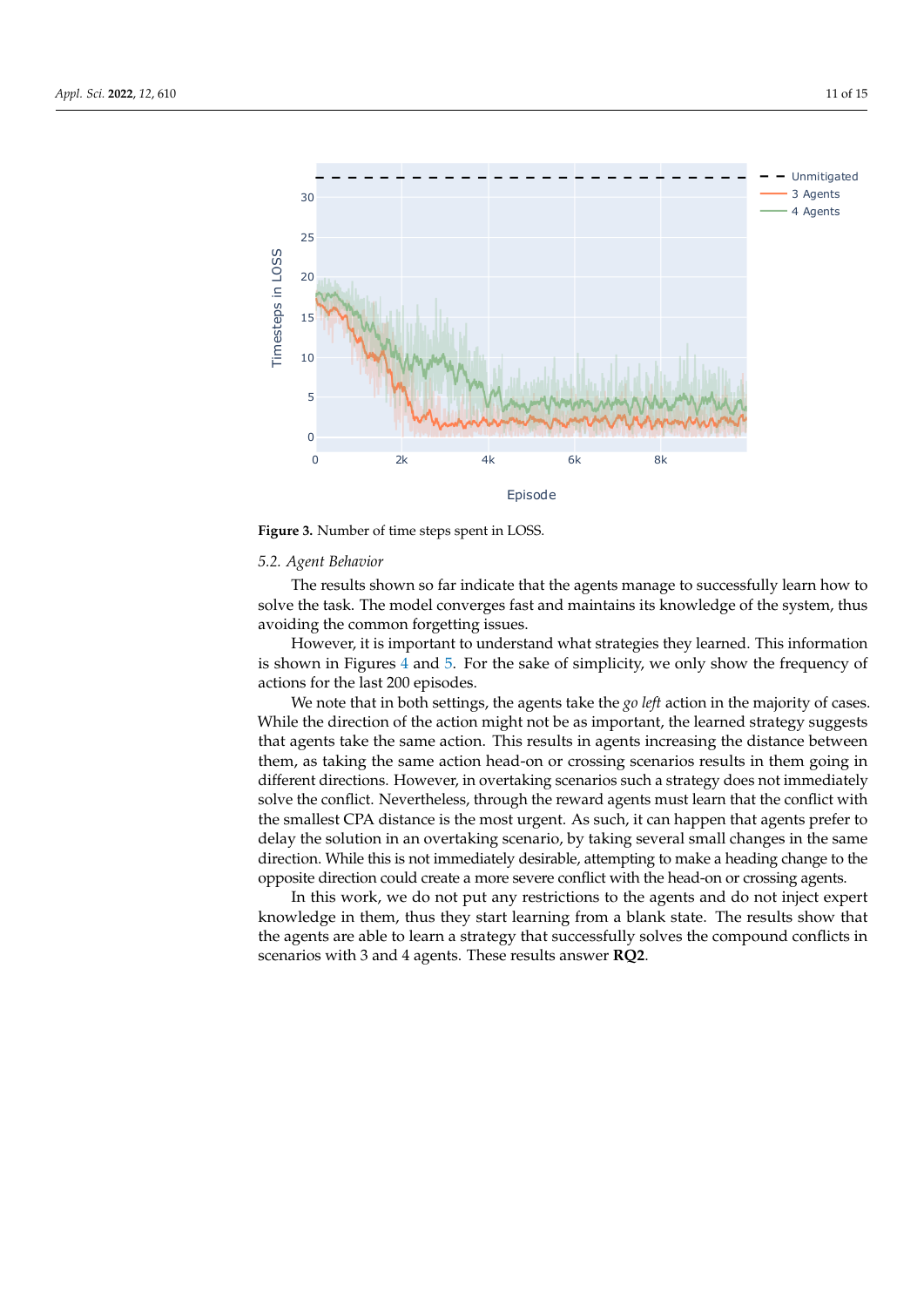**Figure 3.** Number of time steps spent in LOSS.

### 5.2. Agent Behavior

The results shown so far indicate that the agents manage to successfully learn how to solve the task. The model converges fast and maintains its knowledge of the system, thus avoiding the common forgetting issues.

However, it is important to understand what strategies they learned. This information is shown in Figures 4 and 5. For the sake of simplicity, we only show the frequency of actions for the last 200 episodes.

We note that in both settings, the agents take the *go left* action in the majority of cases. While the direction of the action might not be as important, the learned strategy suggests that agents take the same action. This results in agents increasing the distance between them, as taking the same action head-on or crossing scenarios results in them going in different directions. However, in overtaking scenarios such a strategy does not immediately solve the conflict. Nevertheless, through the reward agents must learn that the conflict with the smallest CPA distance is the most urgent. As such, it can happen that agents prefer to delay the solution in an overtaking scenario, by taking several small changes in the same direction. While this is not immediately desirable, attempting to make a heading change to the opposite direction could create a more severe conflict with the head-on or crossing agents.

In this work, we do not put any restrictions to the agents and do not inject expert knowledge in them, thus they start learning from a blank state. The results show that the agents are able to learn a strategy that successfully solves the compound conflicts in scenarios with 3 and 4 agents. These results answer **RQ2**.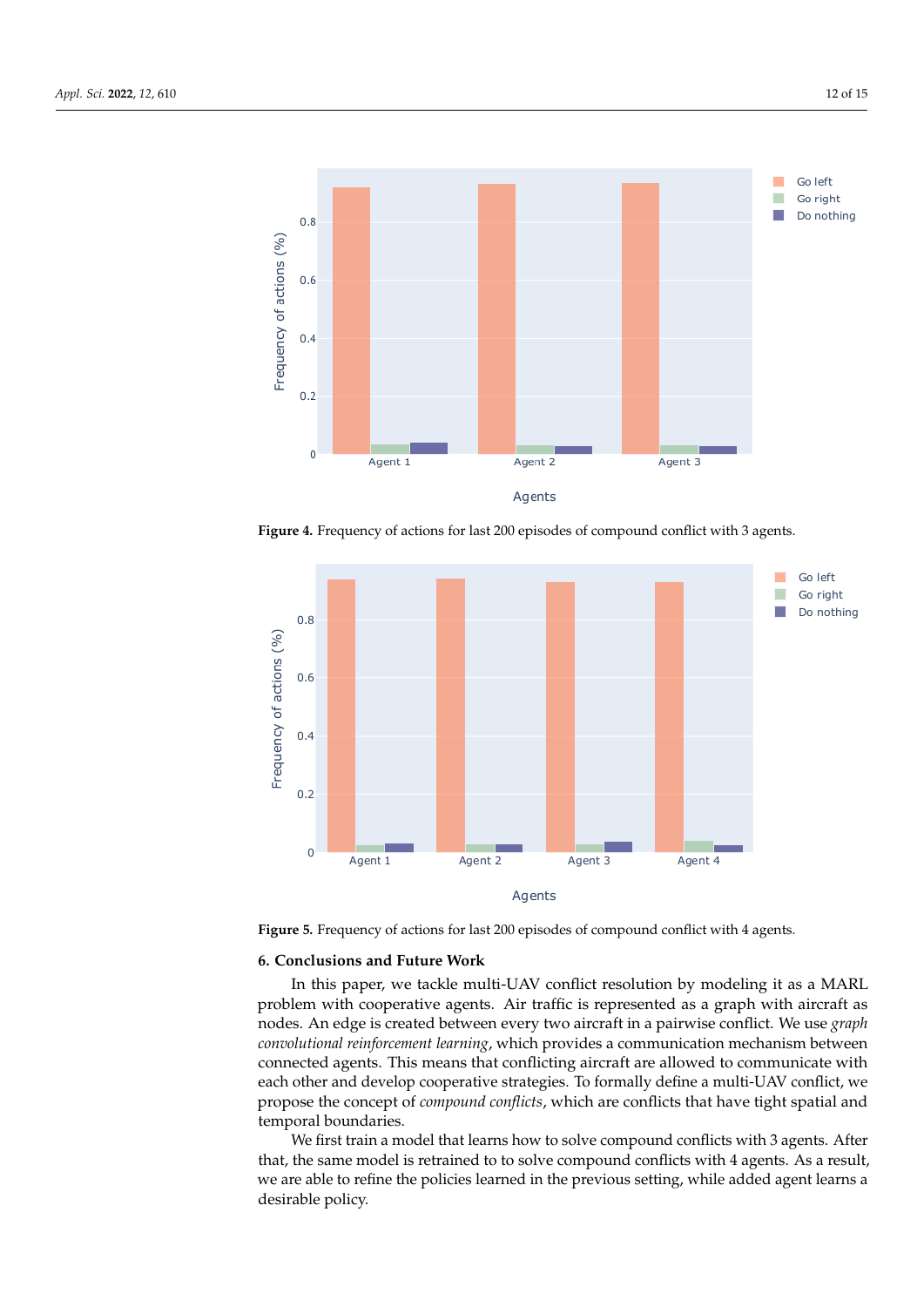**Figure 4.** Frequency of actions for last 200 episodes of compound conflict with 3 agents.

**Figure 5.** Frequency of actions for last 200 episodes of compound conflict with 4 agents.

## 6. Conclusions and Future Work

In this paper, we tackle multi-UAV conflict resolution by modeling it as a MARL problem with cooperative agents. Air traffic is represented as a graph with aircraft as nodes. An edge is created between every two aircraft in a pairwise conflict. We use *graph convolutional reinforcement learning*, which provides a communication mechanism between connected agents. This means that conflicting aircraft are allowed to communicate with each other and develop cooperative strategies. To formally define a multi-UAV conflict, we propose the concept of *compound conflicts*, which are conflicts that have tight spatial and temporal boundaries.

We first train a model that learns how to solve compound conflicts with 3 agents. After that, the same model is retrained to to solve compound conflicts with 4 agents. As a result, we are able to refine the policies learned in the previous setting, while added agent learns a desirable policy.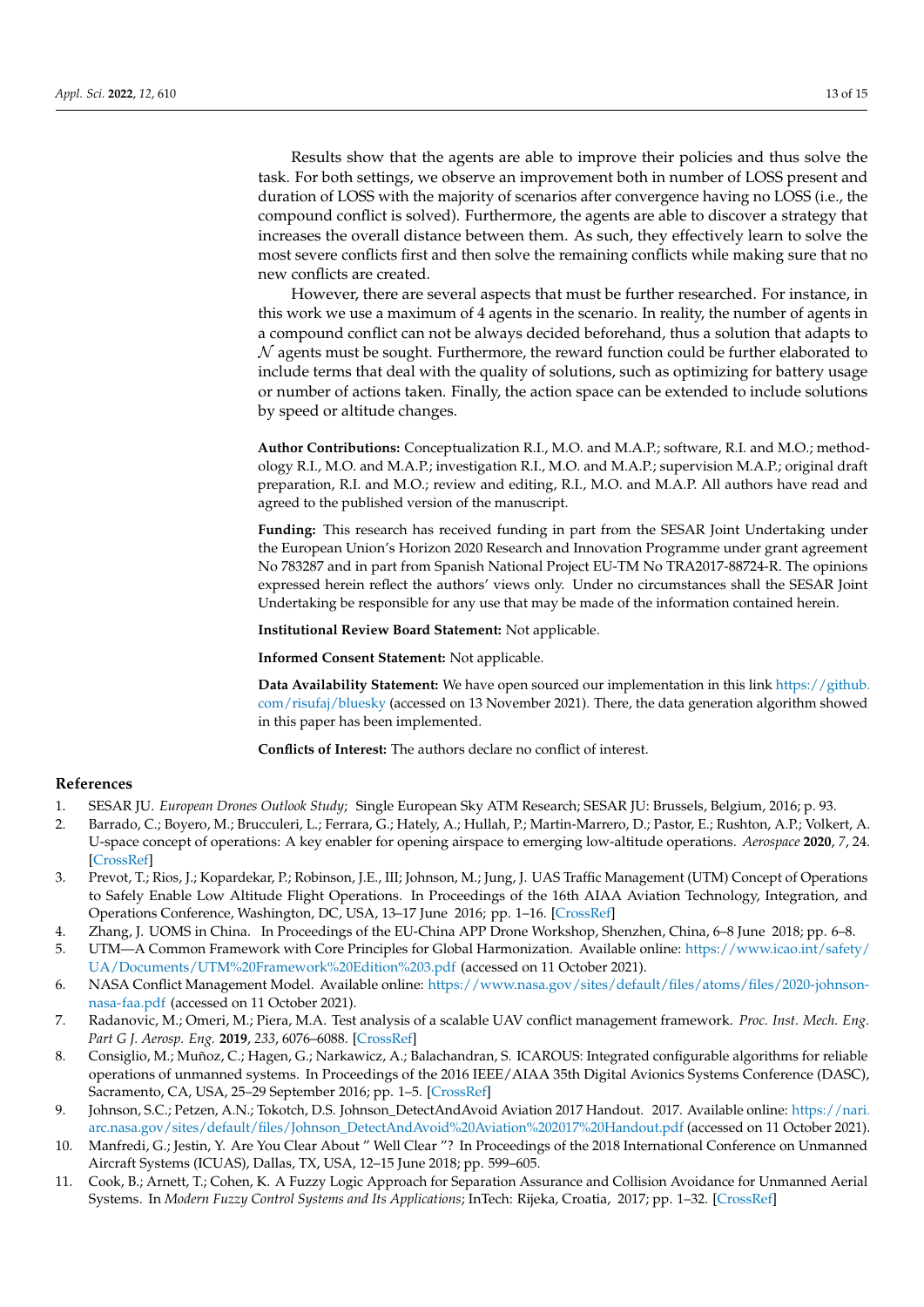Results show that the agents are able to improve their policies and thus solve the task. For both settings, we observe an improvement both in number of LOSS present and duration of LOSS with the majority of scenarios after convergence having no LOSS (i.e., the compound conflict is solved). Furthermore, the agents are able to discover a strategy that increases the overall distance between them. As such, they effectively learn to solve the most severe conflicts first and then solve the remaining conflicts while making sure that no new conflicts are created.

However, there are several aspects that must be further researched. For instance, in this work we use a maximum of 4 agents in the scenario. In reality, the number of agents in a compound conflict can not be always decided beforehand, thus a solution that adapts to $\mathcal{N}$ agents must be sought. Furthermore, the reward function could be further elaborated to include terms that deal with the quality of solutions, such as optimizing for battery usage or number of actions taken. Finally, the action space can be extended to include solutions by speed or altitude changes.

**Author Contributions:** Conceptualization R.I., M.O. and M.A.P.; software, R.I. and M.O.; methodology R.I., M.O. and M.A.P.; investigation R.I., M.O. and M.A.P.; supervision M.A.P.; original draft preparation, R.I. and M.O.; review and editing, R.I., M.O. and M.A.P. All authors have read and agreed to the published version of the manuscript.

**Funding:** This research has received funding in part from the SESAR Joint Undertaking under the European Union's Horizon 2020 Research and Innovation Programme under grant agreement No 783287 and in part from Spanish National Project EU-TM No TRA2017-88724-R. The opinions expressed herein reflect the authors' views only. Under no circumstances shall the SESAR Joint Undertaking be responsible for any use that may be made of the information contained herein.

**Institutional Review Board Statement:** Not applicable.

**Informed Consent Statement:** Not applicable.

**Data Availability Statement:** We have open sourced our implementation in this link https://github.com/risufaj/bluesky (accessed on 13 November 2021). There, the data generation algorithm showed in this paper has been implemented.

**Conflicts of Interest:** The authors declare no conflict of interest.

## References

1. SESAR JU. *European Drones Outlook Study*; Single European Sky ATM Research; SESAR JU: Brussels, Belgium, 2016; p. 93.
2. Barrado, C.; Boyero, M.; Brucculeri, L.; Ferrara, G.; Hately, A.; Hullah, P.; Martin-Marrero, D.; Pastor, E.; Rushton, A.P.; Volkert, A. U-space concept of operations: A key enabler for opening airspace to emerging low-altitude operations. *Aerospace* **2020**, *7*, 24. [CrossRef]
3. Prevot, T.; Rios, J.; Kopardekar, P.; Robinson, J.E., III; Johnson, M.; Jung, J. UAS Traffic Management (UTM) Concept of Operations to Safely Enable Low Altitude Flight Operations. In Proceedings of the 16th AIAA Aviation Technology, Integration, and Operations Conference, Washington, DC, USA, 13–17 June 2016; pp. 1–16. [CrossRef]
4. Zhang, J. UOMS in China. In Proceedings of the EU-China APP Drone Workshop, Shenzhen, China, 6–8 June 2018; pp. 6–8.
5. UTM—A Common Framework with Core Principles for Global Harmonization. Available online: https://www.icao.int/safety/UA/Documents/UTM%20Framework%20Edition%203.pdf (accessed on 11 October 2021).
6. NASA Conflict Management Model. Available online: https://www.nasa.gov/sites/default/files/atoms/files/2020-johnson-nasa-faa.pdf (accessed on 11 October 2021).
7. Radanovic, M.; Omeri, M.; Piera, M.A. Test analysis of a scalable UAV conflict management framework. *Proc. Inst. Mech. Eng. Part G J. Aerosp. Eng.* **2019**, *233*, 6076–6088. [CrossRef]
8. Consiglio, M.; Muñoz, C.; Hagen, G.; Narkawicz, A.; Balachandran, S. ICAROUS: Integrated configurable algorithms for reliable operations of unmanned systems. In Proceedings of the 2016 IEEE/AIAA 35th Digital Avionics Systems Conference (DASC), Sacramento, CA, USA, 25–29 September 2016; pp. 1–5. [CrossRef]
9. Johnson, S.C.; Petzen, A.N.; Tokotch, D.S. Johnson_DetectAndAvoid Aviation 2017 Handout. 2017. Available online: https://nari.arc.nasa.gov/sites/default/files/Johnson_DetectAndAvoid%20Aviation%202017%20Handout.pdf (accessed on 11 October 2021).
10. Manfredi, G.; Jestin, Y. Are You Clear About " Well Clear "? In Proceedings of the 2018 International Conference on Unmanned Aircraft Systems (ICUAS), Dallas, TX, USA, 12–15 June 2018; pp. 599–605.
11. Cook, B.; Arnett, T.; Cohen, K. A Fuzzy Logic Approach for Separation Assurance and Collision Avoidance for Unmanned Aerial Systems. In *Modern Fuzzy Control Systems and Its Applications*; InTech: Rijeka, Croatia, 2017; pp. 1–32. [CrossRef]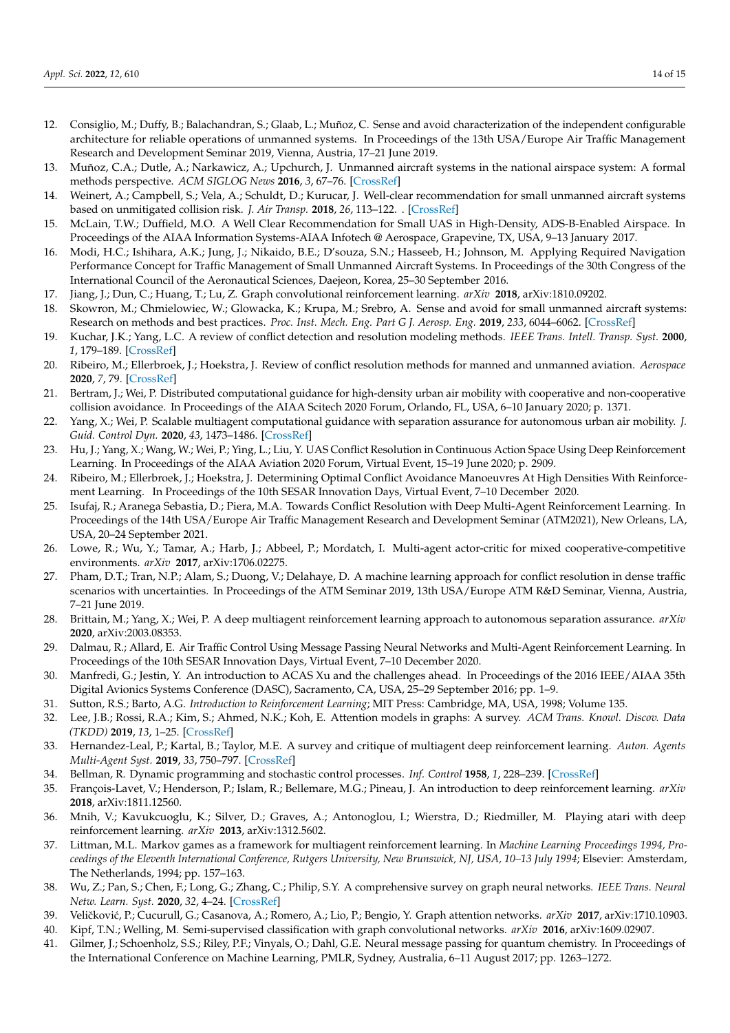12. Consiglio, M.; Duffy, B.; Balachandran, S.; Glaab, L.; Muñoz, C. Sense and avoid characterization of the independent configurable architecture for reliable operations of unmanned systems. In Proceedings of the 13th USA/Europe Air Traffic Management Research and Development Seminar 2019, Vienna, Austria, 17–21 June 2019.
13. Muñoz, C.A.; Dutle, A.; Narkawicz, A.; Upchurch, J. Unmanned aircraft systems in the national airspace system: A formal methods perspective. *ACM SIGLOG News* **2016**, *3*, 67–76. [CrossRef]
14. Weinert, A.; Campbell, S.; Vela, A.; Schuldt, D.; Kurucar, J. Well-clear recommendation for small unmanned aircraft systems based on unmitigated collision risk. *J. Air Transp.* **2018**, *26*, 113–122. . [CrossRef]
15. McLain, T.W.; Duffield, M.O. A Well Clear Recommendation for Small UAS in High-Density, ADS-B-Enabled Airspace. In Proceedings of the AIAA Information Systems-AIAA Infotech @ Aerospace, Grapevine, TX, USA, 9–13 January 2017.
16. Modi, H.C.; Ishihara, A.K.; Jung, J.; Nikaido, B.E.; D'souza, S.N.; Hasseeb, H.; Johnson, M. Applying Required Navigation Performance Concept for Traffic Management of Small Unmanned Aircraft Systems. In Proceedings of the 30th Congress of the International Council of the Aeronautical Sciences, Daejeon, Korea, 25–30 September 2016.
17. Jiang, J.; Dun, C.; Huang, T.; Lu, Z. Graph convolutional reinforcement learning. *arXiv* **2018**, arXiv:1810.09202.
18. Skowron, M.; Chmielowiec, W.; Glowacka, K.; Krupa, M.; Srebro, A. Sense and avoid for small unmanned aircraft systems: Research on methods and best practices. *Proc. Inst. Mech. Eng. Part G J. Aerosp. Eng.* **2019**, *233*, 6044–6062. [CrossRef]
19. Kuchar, J.K.; Yang, L.C. A review of conflict detection and resolution modeling methods. *IEEE Trans. Intell. Transp. Syst.* **2000**, *1*, 179–189. [CrossRef]
20. Ribeiro, M.; Ellerbroek, J.; Hoekstra, J. Review of conflict resolution methods for manned and unmanned aviation. *Aerospace* **2020**, *7*, 79. [CrossRef]
21. Bertram, J.; Wei, P. Distributed computational guidance for high-density urban air mobility with cooperative and non-cooperative collision avoidance. In Proceedings of the AIAA Scitech 2020 Forum, Orlando, FL, USA, 6–10 January 2020; p. 1371.
22. Yang, X.; Wei, P. Scalable multiagent computational guidance with separation assurance for autonomous urban air mobility. *J. Guid. Control Dyn.* **2020**, *43*, 1473–1486. [CrossRef]
23. Hu, J.; Yang, X.; Wang, W.; Wei, P.; Ying, L.; Liu, Y. UAS Conflict Resolution in Continuous Action Space Using Deep Reinforcement Learning. In Proceedings of the AIAA Aviation 2020 Forum, Virtual Event, 15–19 June 2020; p. 2909.
24. Ribeiro, M.; Ellerbroek, J.; Hoekstra, J. Determining Optimal Conflict Avoidance Manoeuvres At High Densities With Reinforcement Learning. In Proceedings of the 10th SESAR Innovation Days, Virtual Event, 7–10 December 2020.
25. Isufaj, R.; Aranega Sebastia, D.; Piera, M.A. Towards Conflict Resolution with Deep Multi-Agent Reinforcement Learning. In Proceedings of the 14th USA/Europe Air Traffic Management Research and Development Seminar (ATM2021), New Orleans, LA, USA, 20–24 September 2021.
26. Lowe, R.; Wu, Y.; Tamar, A.; Harb, J.; Abbeel, P.; Mordatch, I. Multi-agent actor-critic for mixed cooperative-competitive environments. *arXiv* **2017**, arXiv:1706.02275.
27. Pham, D.T.; Tran, N.P.; Alam, S.; Duong, V.; Delahaye, D. A machine learning approach for conflict resolution in dense traffic scenarios with uncertainties. In Proceedings of the ATM Seminar 2019, 13th USA/Europe ATM R&D Seminar, Vienna, Austria, 7–21 June 2019.
28. Brittain, M.; Yang, X.; Wei, P. A deep multiagent reinforcement learning approach to autonomous separation assurance. *arXiv* **2020**, arXiv:2003.08353.
29. Dalmau, R.; Allard, E. Air Traffic Control Using Message Passing Neural Networks and Multi-Agent Reinforcement Learning. In Proceedings of the 10th SESAR Innovation Days, Virtual Event, 7–10 December 2020.
30. Manfredi, G.; Jestin, Y. An introduction to ACAS Xu and the challenges ahead. In Proceedings of the 2016 IEEE/AIAA 35th Digital Avionics Systems Conference (DASC), Sacramento, CA, USA, 25–29 September 2016; pp. 1–9.
31. Sutton, R.S.; Barto, A.G. *Introduction to Reinforcement Learning*; MIT Press: Cambridge, MA, USA, 1998; Volume 135.
32. Lee, J.B.; Rossi, R.A.; Kim, S.; Ahmed, N.K.; Koh, E. Attention models in graphs: A survey. *ACM Trans. Knowl. Discov. Data (TKDD)* **2019**, *13*, 1–25. [CrossRef]
33. Hernandez-Leal, P.; Kartal, B.; Taylor, M.E. A survey and critique of multiagent deep reinforcement learning. *Auton. Agents Multi-Agent Syst.* **2019**, *33*, 750–797. [CrossRef]
34. Bellman, R. Dynamic programming and stochastic control processes. *Inf. Control* **1958**, *1*, 228–239. [CrossRef]
35. François-Lavet, V.; Henderson, P.; Islam, R.; Bellemare, M.G.; Pineau, J. An introduction to deep reinforcement learning. *arXiv* **2018**, arXiv:1811.12560.
36. Mnih, V.; Kavukcuoglu, K.; Silver, D.; Graves, A.; Antonoglou, I.; Wierstra, D.; Riedmiller, M. Playing atari with deep reinforcement learning. *arXiv* **2013**, arXiv:1312.5602.
37. Littman, M.L. Markov games as a framework for multiagent reinforcement learning. In *Machine Learning Proceedings 1994, Proceedings of the Eleventh International Conference, Rutgers University, New Brunswick, NJ, USA, 10–13 July 1994*; Elsevier: Amsterdam, The Netherlands, 1994; pp. 157–163.
38. Wu, Z.; Pan, S.; Chen, F.; Long, G.; Zhang, C.; Philip, S.Y. A comprehensive survey on graph neural networks. *IEEE Trans. Neural Netw. Learn. Syst.* **2020**, *32*, 4–24. [CrossRef]
39. Veličković, P.; Cucurull, G.; Casanova, A.; Romero, A.; Lio, P.; Bengio, Y. Graph attention networks. *arXiv* **2017**, arXiv:1710.10903.
40. Kipf, T.N.; Welling, M. Semi-supervised classification with graph convolutional networks. *arXiv* **2016**, arXiv:1609.02907.
41. Gilmer, J.; Schoenholz, S.S.; Riley, P.F.; Vinyals, O.; Dahl, G.E. Neural message passing for quantum chemistry. In Proceedings of the International Conference on Machine Learning, PMLR, Sydney, Australia, 6–11 August 2017; pp. 1263–1272.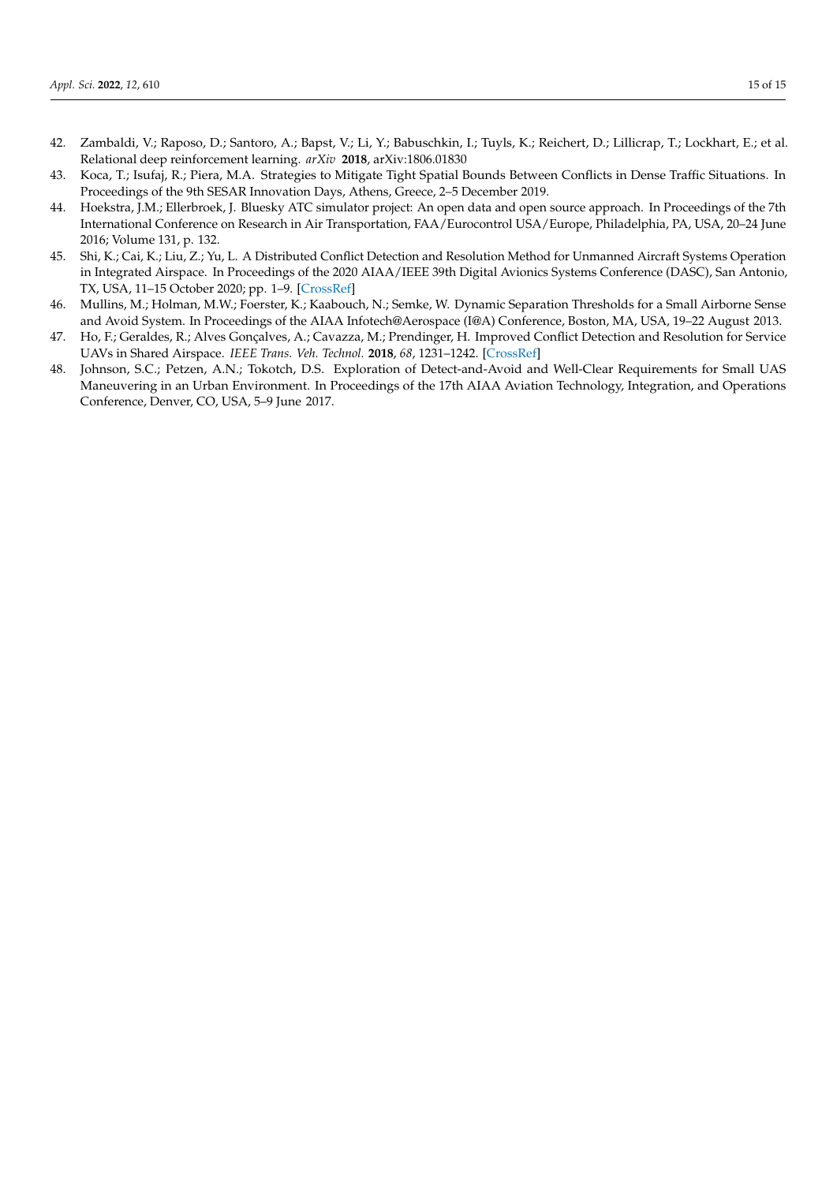42. Zambaldi, V.; Raposo, D.; Santoro, A.; Bapst, V.; Li, Y.; Babuschkin, I.; Tuyls, K.; Reichert, D.; Lillicrap, T.; Lockhart, E.; et al. Relational deep reinforcement learning. *arXiv* **2018**, arXiv:1806.01830
43. Koca, T.; Isufaj, R.; Piera, M.A. Strategies to Mitigate Tight Spatial Bounds Between Conflicts in Dense Traffic Situations. In Proceedings of the 9th SESAR Innovation Days, Athens, Greece, 2–5 December 2019.
44. Hoekstra, J.M.; Ellerbroek, J. Bluesky ATC simulator project: An open data and open source approach. In Proceedings of the 7th International Conference on Research in Air Transportation, FAA/Eurocontrol USA/Europe, Philadelphia, PA, USA, 20–24 June 2016; Volume 131, p. 132.
45. Shi, K.; Cai, K.; Liu, Z.; Yu, L. A Distributed Conflict Detection and Resolution Method for Unmanned Aircraft Systems Operation in Integrated Airspace. In Proceedings of the 2020 AIAA/IEEE 39th Digital Avionics Systems Conference (DASC), San Antonio, TX, USA, 11–15 October 2020; pp. 1–9. [CrossRef]
46. Mullins, M.; Holman, M.W.; Foerster, K.; Kaabouch, N.; Semke, W. Dynamic Separation Thresholds for a Small Airborne Sense and Avoid System. In Proceedings of the AIAA Infotech@Aerospace (I@A) Conference, Boston, MA, USA, 19–22 August 2013.
47. Ho, F.; Geraldes, R.; Alves Gonçalves, A.; Cavazza, M.; Prendinger, H. Improved Conflict Detection and Resolution for Service UAVs in Shared Airspace. *IEEE Trans. Veh. Technol.* **2018**, *68*, 1231–1242. [CrossRef]
48. Johnson, S.C.; Petzen, A.N.; Tokotch, D.S. Exploration of Detect-and-Avoid and Well-Clear Requirements for Small UAS Maneuvering in an Urban Environment. In Proceedings of the 17th AIAA Aviation Technology, Integration, and Operations Conference, Denver, CO, USA, 5–9 June 2017.